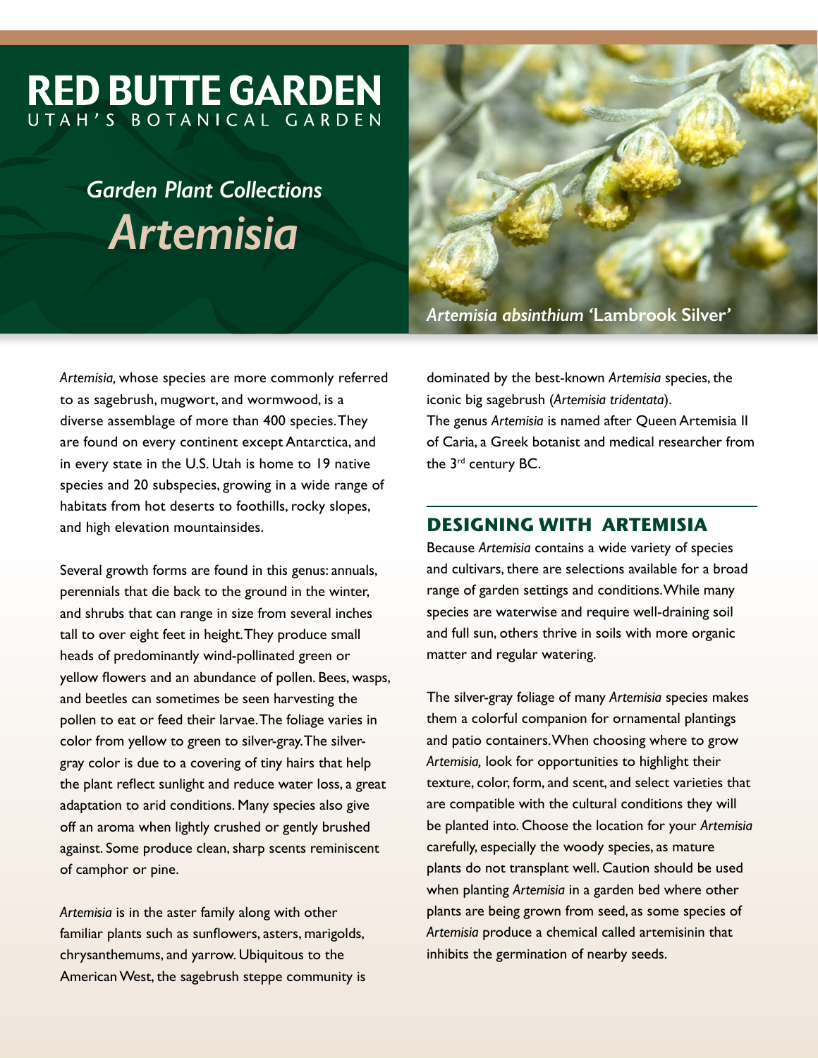# RED BUTTE GARDEN

UTAH'S BOTANICAL GARDEN

## *Garden Plant Collections*

# *Artemisia*

*Artemisia absinthium* **'Lambrook Silver'**

*Artemisia,* whose species are more commonly referred to as sagebrush, mugwort, and wormwood, is a diverse assemblage of more than 400 species. They are found on every continent except Antarctica, and in every state in the U.S. Utah is home to 19 native species and 20 subspecies, growing in a wide range of habitats from hot deserts to foothills, rocky slopes, and high elevation mountainsides.

Several growth forms are found in this genus: annuals, perennials that die back to the ground in the winter, and shrubs that can range in size from several inches tall to over eight feet in height. They produce small heads of predominantly wind-pollinated green or yellow flowers and an abundance of pollen. Bees, wasps, and beetles can sometimes be seen harvesting the pollen to eat or feed their larvae. The foliage varies in color from yellow to green to silver-gray. The silver-gray color is due to a covering of tiny hairs that help the plant reflect sunlight and reduce water loss, a great adaptation to arid conditions. Many species also give off an aroma when lightly crushed or gently brushed against. Some produce clean, sharp scents reminiscent of camphor or pine.

*Artemisia* is in the aster family along with other familiar plants such as sunflowers, asters, marigolds, chrysanthemums, and yarrow. Ubiquitous to the American West, the sagebrush steppe community is dominated by the best-known *Artemisia* species, the iconic big sagebrush (*Artemisia tridentata*).
The genus *Artemisia* is named after Queen Artemisia II of Caria, a Greek botanist and medical researcher from the 3rd century BC.

## DESIGNING WITH ARTEMISIA

Because *Artemisia* contains a wide variety of species and cultivars, there are selections available for a broad range of garden settings and conditions. While many species are waterwise and require well-draining soil and full sun, others thrive in soils with more organic matter and regular watering.

The silver-gray foliage of many *Artemisia* species makes them a colorful companion for ornamental plantings and patio containers. When choosing where to grow *Artemisia,* look for opportunities to highlight their texture, color, form, and scent, and select varieties that are compatible with the cultural conditions they will be planted into. Choose the location for your *Artemisia* carefully, especially the woody species, as mature plants do not transplant well. Caution should be used when planting *Artemisia* in a garden bed where other plants are being grown from seed, as some species of *Artemisia* produce a chemical called artemisinin that inhibits the germination of nearby seeds.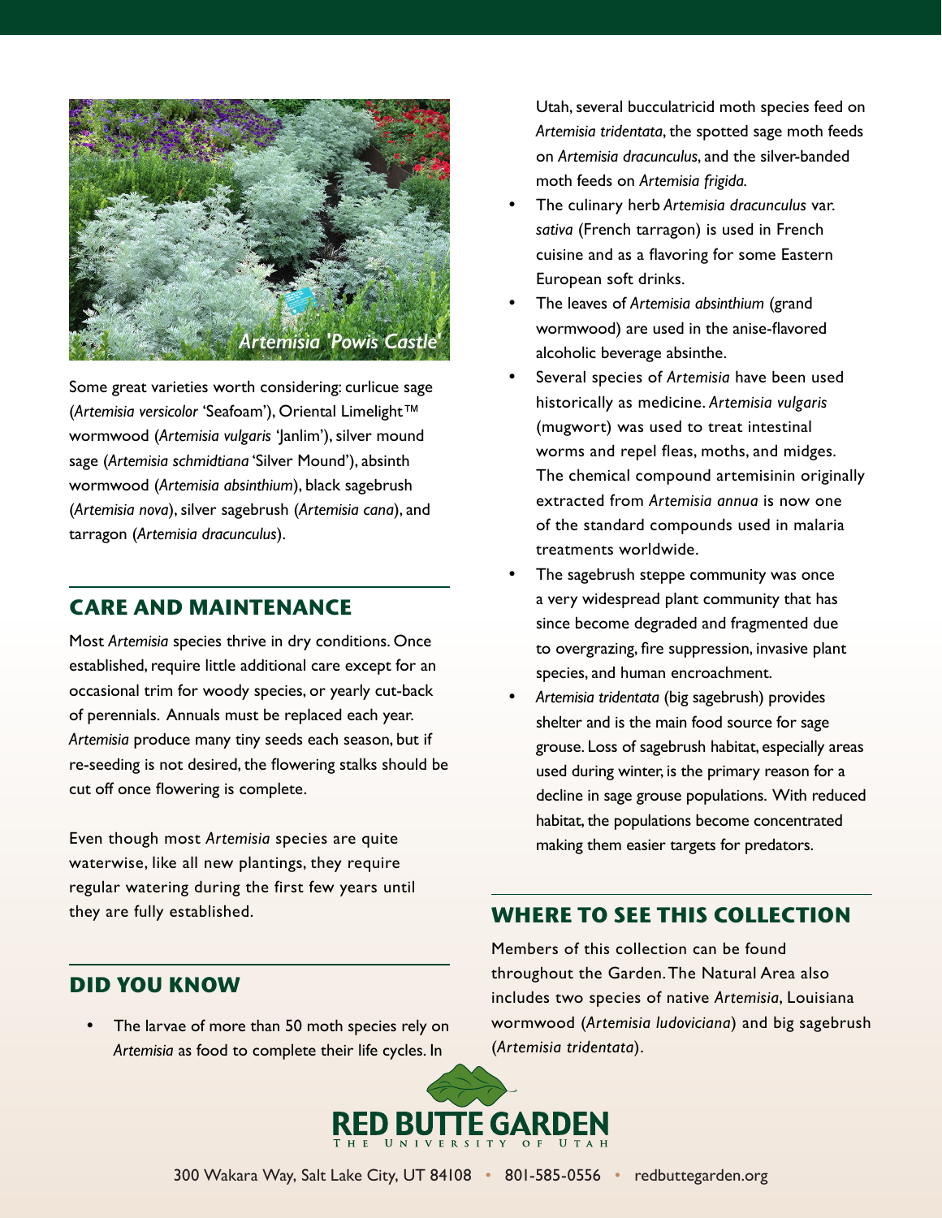*Artemisia 'Powis Castle'*

Some great varieties worth considering: curlicue sage (*Artemisia versicolor* 'Seafoam'), Oriental Limelight™ wormwood (*Artemisia vulgaris* 'Janlim'), silver mound sage (*Artemisia schmidtiana* 'Silver Mound'), absinth wormwood (*Artemisia absinthium*), black sagebrush (*Artemisia nova*), silver sagebrush (*Artemisia cana*), and tarragon (*Artemisia dracunculus*).

## CARE AND MAINTENANCE

Most *Artemisia* species thrive in dry conditions. Once established, require little additional care except for an occasional trim for woody species, or yearly cut-back of perennials. Annuals must be replaced each year. *Artemisia* produce many tiny seeds each season, but if re-seeding is not desired, the flowering stalks should be cut off once flowering is complete.

Even though most *Artemisia* species are quite waterwise, like all new plantings, they require regular watering during the first few years until they are fully established.

## DID YOU KNOW

- The larvae of more than 50 moth species rely on *Artemisia* as food to complete their life cycles. In Utah, several bucculatricid moth species feed on *Artemisia tridentata*, the spotted sage moth feeds on *Artemisia dracunculus*, and the silver-banded moth feeds on *Artemisia frigida.*
- The culinary herb *Artemisia dracunculus* var. *sativa* (French tarragon) is used in French cuisine and as a flavoring for some Eastern European soft drinks.
- The leaves of *Artemisia absinthium* (grand wormwood) are used in the anise-flavored alcoholic beverage absinthe.
- Several species of *Artemisia* have been used historically as medicine. *Artemisia vulgaris* (mugwort) was used to treat intestinal worms and repel fleas, moths, and midges. The chemical compound artemisinin originally extracted from *Artemisia annua* is now one of the standard compounds used in malaria treatments worldwide.
- The sagebrush steppe community was once a very widespread plant community that has since become degraded and fragmented due to overgrazing, fire suppression, invasive plant species, and human encroachment.
- *Artemisia tridentata* (big sagebrush) provides shelter and is the main food source for sage grouse. Loss of sagebrush habitat, especially areas used during winter, is the primary reason for a decline in sage grouse populations. With reduced habitat, the populations become concentrated making them easier targets for predators.

## WHERE TO SEE THIS COLLECTION

Members of this collection can be found throughout the Garden. The Natural Area also includes two species of native *Artemisia*, Louisiana wormwood (*Artemisia ludoviciana*) and big sagebrush (*Artemisia tridentata*).

RED BUTTE GARDEN
THE UNIVERSITY OF UTAH

300 Wakara Way, Salt Lake City, UT 84108 • 801-585-0556 • redbuttegarden.org